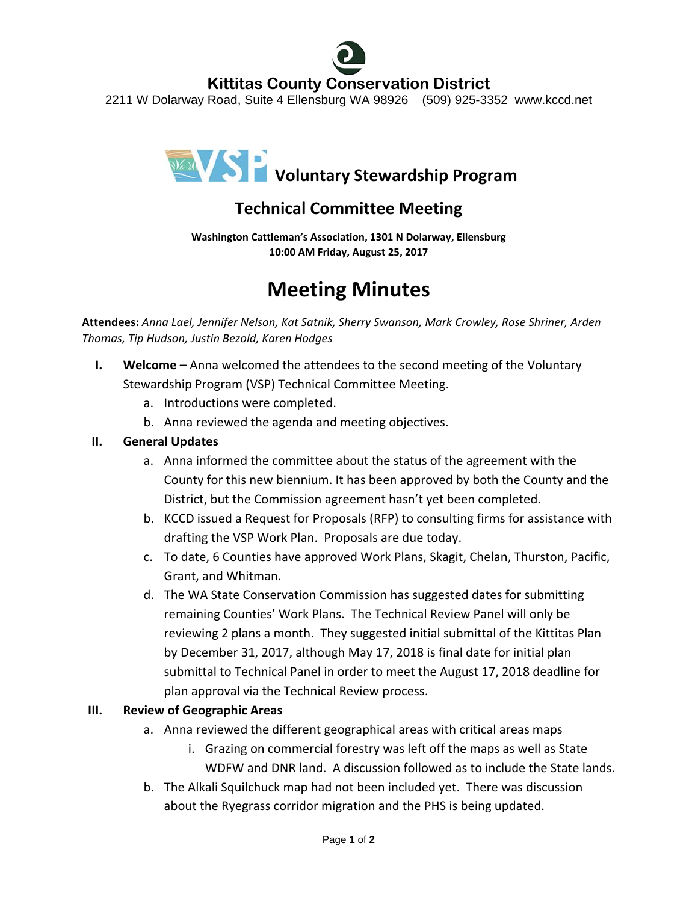# Kittitas County Conservation District

2211 W Dolarway Road, Suite 4 Ellensburg WA 98926 (509) 925-3352 www.kccd.net

## Voluntary Stewardship Program

## Technical Committee Meeting

**Washington Cattleman's Association, 1301 N Dolarway, Ellensburg**
**10:00 AM Friday, August 25, 2017**

# Meeting Minutes

**Attendees:** *Anna Lael, Jennifer Nelson, Kat Satnik, Sherry Swanson, Mark Crowley, Rose Shriner, Arden Thomas, Tip Hudson, Justin Bezold, Karen Hodges*

I. **Welcome –** Anna welcomed the attendees to the second meeting of the Voluntary Stewardship Program (VSP) Technical Committee Meeting.
   a. Introductions were completed.
   b. Anna reviewed the agenda and meeting objectives.

II. **General Updates**
   a. Anna informed the committee about the status of the agreement with the County for this new biennium. It has been approved by both the County and the District, but the Commission agreement hasn't yet been completed.
   b. KCCD issued a Request for Proposals (RFP) to consulting firms for assistance with drafting the VSP Work Plan. Proposals are due today.
   c. To date, 6 Counties have approved Work Plans, Skagit, Chelan, Thurston, Pacific, Grant, and Whitman.
   d. The WA State Conservation Commission has suggested dates for submitting remaining Counties' Work Plans. The Technical Review Panel will only be reviewing 2 plans a month. They suggested initial submittal of the Kittitas Plan by December 31, 2017, although May 17, 2018 is final date for initial plan submittal to Technical Panel in order to meet the August 17, 2018 deadline for plan approval via the Technical Review process.

III. **Review of Geographic Areas**
   a. Anna reviewed the different geographical areas with critical areas maps
      i. Grazing on commercial forestry was left off the maps as well as State WDFW and DNR land. A discussion followed as to include the State lands.
   b. The Alkali Squilchuck map had not been included yet. There was discussion about the Ryegrass corridor migration and the PHS is being updated.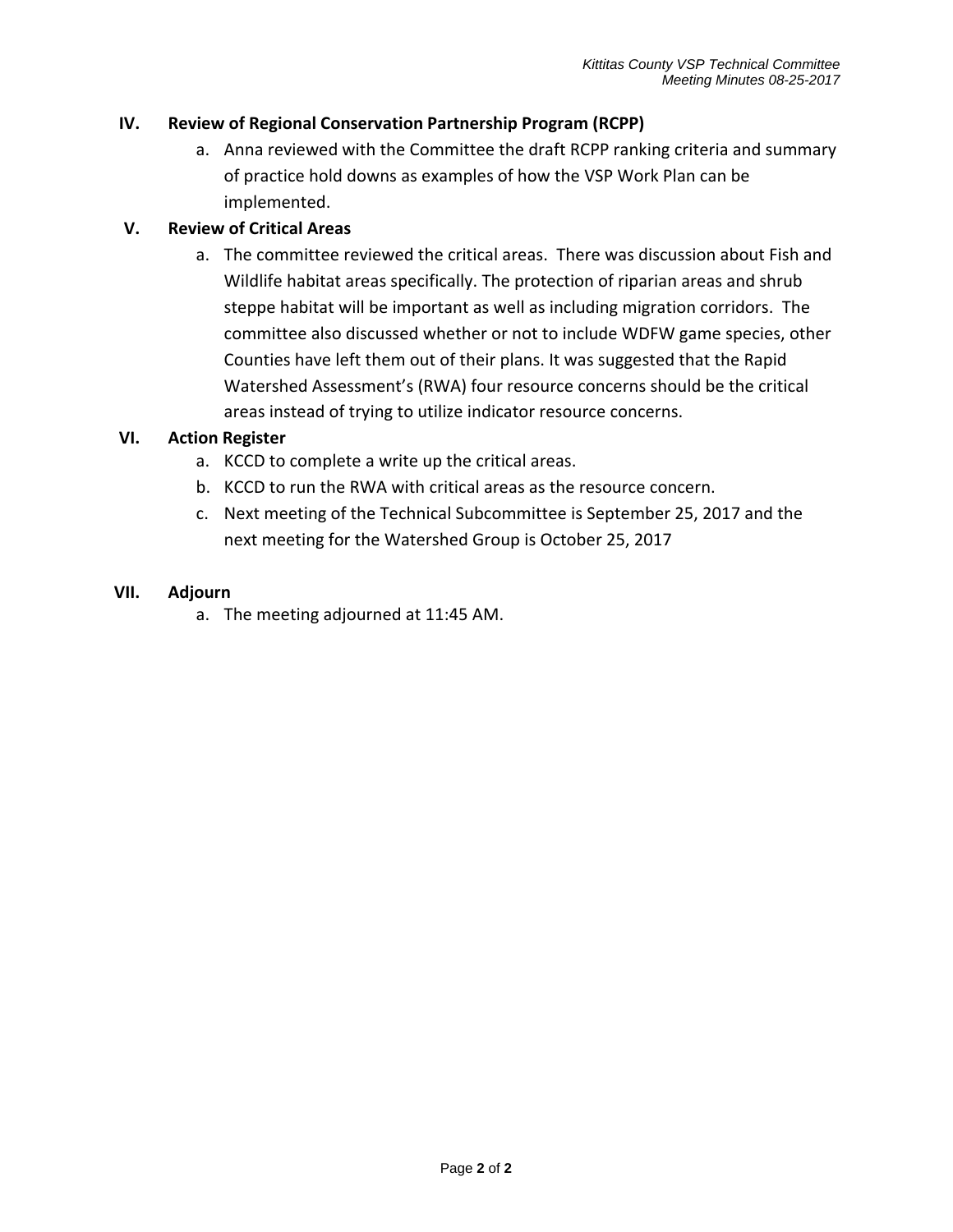## IV. Review of Regional Conservation Partnership Program (RCPP)

a. Anna reviewed with the Committee the draft RCPP ranking criteria and summary of practice hold downs as examples of how the VSP Work Plan can be implemented.

## V. Review of Critical Areas

a. The committee reviewed the critical areas. There was discussion about Fish and Wildlife habitat areas specifically. The protection of riparian areas and shrub steppe habitat will be important as well as including migration corridors. The committee also discussed whether or not to include WDFW game species, other Counties have left them out of their plans. It was suggested that the Rapid Watershed Assessment's (RWA) four resource concerns should be the critical areas instead of trying to utilize indicator resource concerns.

## VI. Action Register

a. KCCD to complete a write up the critical areas.
b. KCCD to run the RWA with critical areas as the resource concern.
c. Next meeting of the Technical Subcommittee is September 25, 2017 and the next meeting for the Watershed Group is October 25, 2017

## VII. Adjourn

a. The meeting adjourned at 11:45 AM.